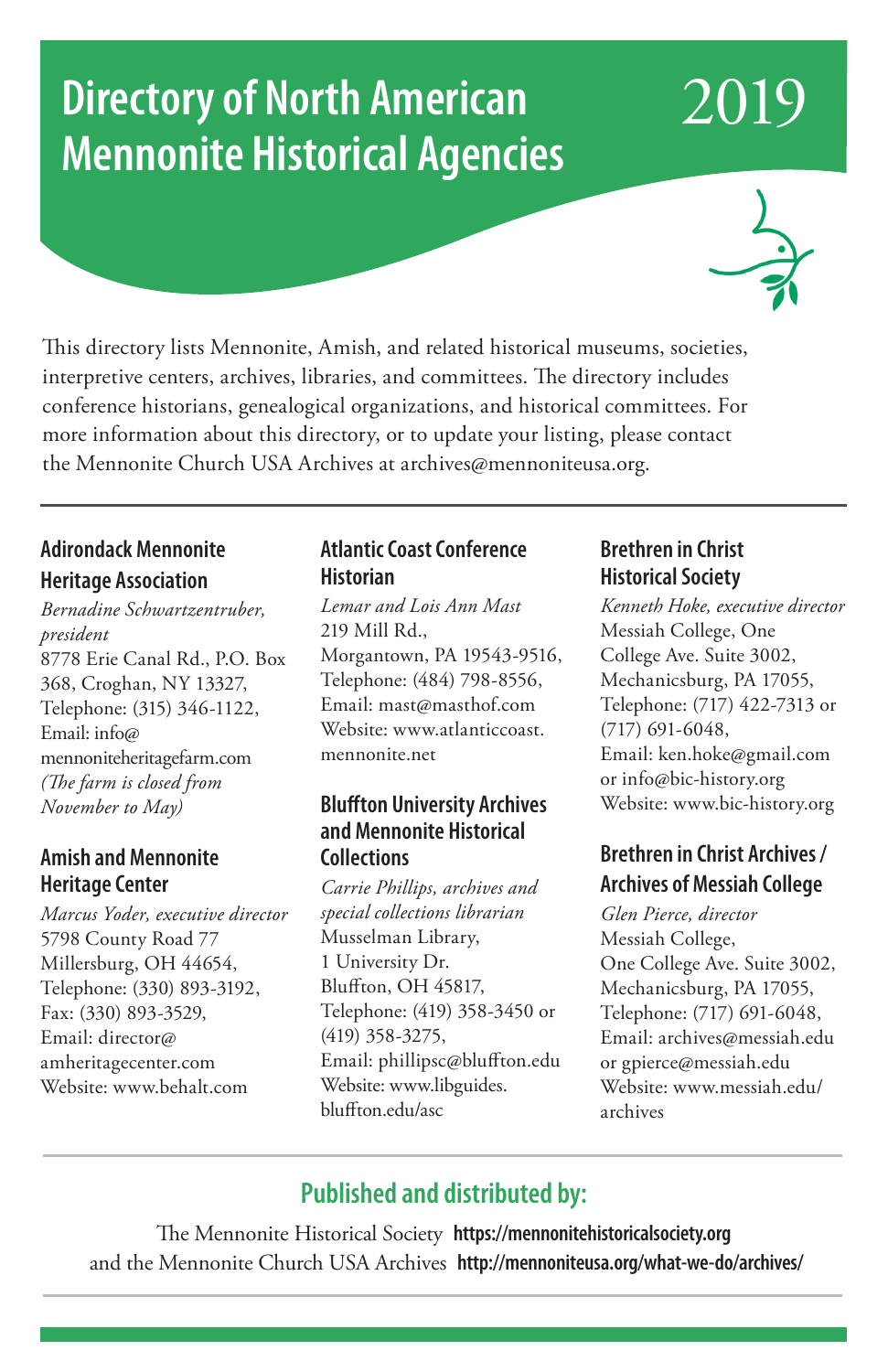# Directory of North American Mennonite Historical Agencies 2019

This directory lists Mennonite, Amish, and related historical museums, societies, interpretive centers, archives, libraries, and committees. The directory includes conference historians, genealogical organizations, and historical committees. For more information about this directory, or to update your listing, please contact the Mennonite Church USA Archives at archives@mennoniteusa.org.

---

### Adirondack Mennonite Heritage Association

*Bernadine Schwartzentruber, president*
8778 Erie Canal Rd., P.O. Box 368, Croghan, NY 13327,
Telephone: (315) 346-1122,
Email: info@mennoniteheritagefarm.com
*(The farm is closed from November to May)*

### Amish and Mennonite Heritage Center

*Marcus Yoder, executive director*
5798 County Road 77
Millersburg, OH 44654,
Telephone: (330) 893-3192,
Fax: (330) 893-3529,
Email: director@amheritagecenter.com
Website: www.behalt.com

### Atlantic Coast Conference Historian

*Lemar and Lois Ann Mast*
219 Mill Rd.,
Morgantown, PA 19543-9516,
Telephone: (484) 798-8556,
Email: mast@masthof.com
Website: www.atlanticcoast.mennonite.net

### Bluffton University Archives and Mennonite Historical Collections

*Carrie Phillips, archives and special collections librarian*
Musselman Library,
1 University Dr.
Bluffton, OH 45817,
Telephone: (419) 358-3450 or (419) 358-3275,
Email: phillipsc@bluffton.edu
Website: www.libguides.bluffton.edu/asc

### Brethren in Christ Historical Society

*Kenneth Hoke, executive director*
Messiah College, One College Ave. Suite 3002,
Mechanicsburg, PA 17055,
Telephone: (717) 422-7313 or (717) 691-6048,
Email: ken.hoke@gmail.com or info@bic-history.org
Website: www.bic-history.org

### Brethren in Christ Archives / Archives of Messiah College

*Glen Pierce, director*
Messiah College,
One College Ave. Suite 3002,
Mechanicsburg, PA 17055,
Telephone: (717) 691-6048,
Email: archives@messiah.edu or gpierce@messiah.edu
Website: www.messiah.edu/archives

---

## Published and distributed by:

The Mennonite Historical Society **https://mennonitehistoricalsociety.org**
and the Mennonite Church USA Archives **http://mennoniteusa.org/what-we-do/archives/**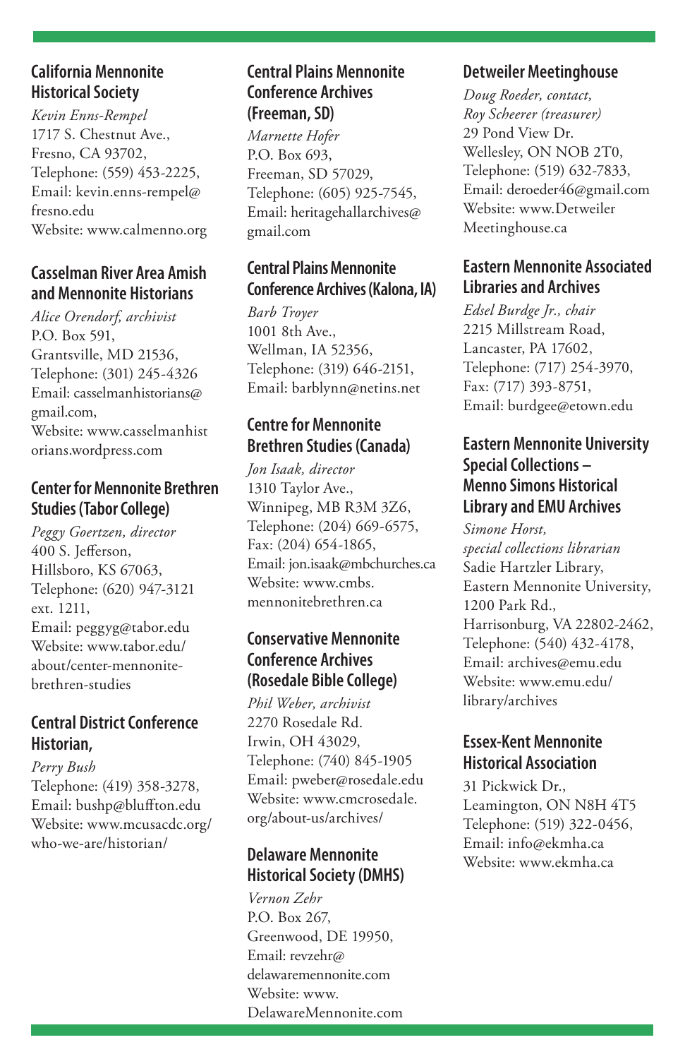### California Mennonite Historical Society

*Kevin Enns-Rempel*
1717 S. Chestnut Ave.,
Fresno, CA 93702,
Telephone: (559) 453-2225,
Email: kevin.enns-rempel@fresno.edu
Website: www.calmenno.org

### Casselman River Area Amish and Mennonite Historians

*Alice Orendorf, archivist*
P.O. Box 591,
Grantsville, MD 21536,
Telephone: (301) 245-4326
Email: casselmanhistorians@gmail.com,
Website: www.casselmanhistorians.wordpress.com

### Center for Mennonite Brethren Studies (Tabor College)

*Peggy Goertzen, director*
400 S. Jefferson,
Hillsboro, KS 67063,
Telephone: (620) 947-3121 ext. 1211,
Email: peggyg@tabor.edu
Website: www.tabor.edu/about/center-mennonite-brethren-studies

### Central District Conference Historian,

*Perry Bush*
Telephone: (419) 358-3278,
Email: bushp@bluffton.edu
Website: www.mcusacdc.org/who-we-are/historian/

### Central Plains Mennonite Conference Archives (Freeman, SD)

*Marnette Hofer*
P.O. Box 693,
Freeman, SD 57029,
Telephone: (605) 925-7545,
Email: heritagehallarchives@gmail.com

### Central Plains Mennonite Conference Archives (Kalona, IA)

*Barb Troyer*
1001 8th Ave.,
Wellman, IA 52356,
Telephone: (319) 646-2151,
Email: barblynn@netins.net

### Centre for Mennonite Brethren Studies (Canada)

*Jon Isaak, director*
1310 Taylor Ave.,
Winnipeg, MB R3M 3Z6,
Telephone: (204) 669-6575,
Fax: (204) 654-1865,
Email: jon.isaak@mbchurches.ca
Website: www.cmbs.mennonitebrethren.ca

### Conservative Mennonite Conference Archives (Rosedale Bible College)

*Phil Weber, archivist*
2270 Rosedale Rd.
Irwin, OH 43029,
Telephone: (740) 845-1905
Email: pweber@rosedale.edu
Website: www.cmcrosedale.org/about-us/archives/

### Delaware Mennonite Historical Society (DMHS)

*Vernon Zehr*
P.O. Box 267,
Greenwood, DE 19950,
Email: revzehr@delawaremennonite.com
Website: www.DelawareMennonite.com

### Detweiler Meetinghouse

*Doug Roeder, contact,*
*Roy Scheerer (treasurer)*
29 Pond View Dr.
Wellesley, ON N0B 2T0,
Telephone: (519) 632-7833,
Email: deroeder46@gmail.com
Website: www.DetweilerMeetinghouse.ca

### Eastern Mennonite Associated Libraries and Archives

*Edsel Burdge Jr., chair*
2215 Millstream Road,
Lancaster, PA 17602,
Telephone: (717) 254-3970,
Fax: (717) 393-8751,
Email: burdgee@etown.edu

### Eastern Mennonite University Special Collections – Menno Simons Historical Library and EMU Archives

*Simone Horst,*
*special collections librarian*
Sadie Hartzler Library,
Eastern Mennonite University,
1200 Park Rd.,
Harrisonburg, VA 22802-2462,
Telephone: (540) 432-4178,
Email: archives@emu.edu
Website: www.emu.edu/library/archives

### Essex-Kent Mennonite Historical Association

31 Pickwick Dr.,
Leamington, ON N8H 4T5
Telephone: (519) 322-0456,
Email: info@ekmha.ca
Website: www.ekmha.ca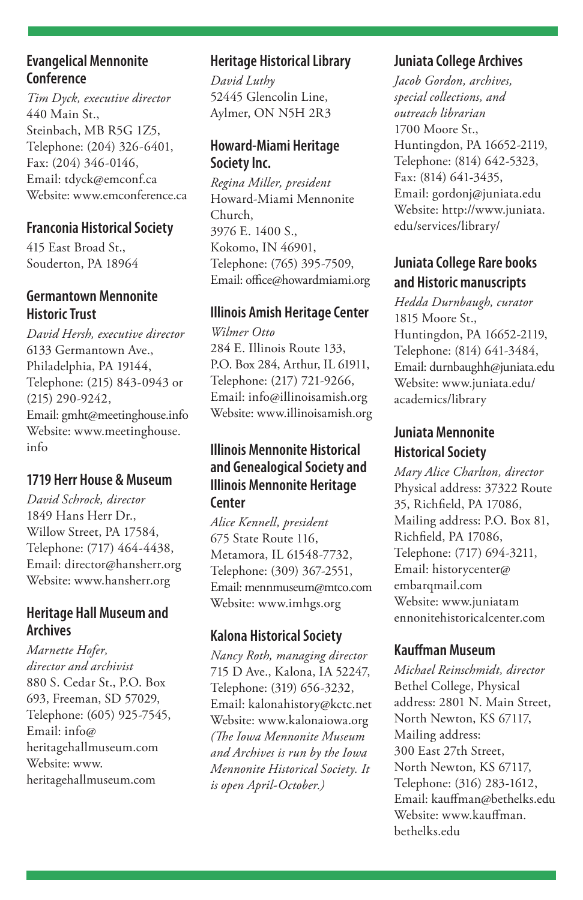## Evangelical Mennonite Conference

*Tim Dyck, executive director*
440 Main St.,
Steinbach, MB R5G 1Z5,
Telephone: (204) 326-6401,
Fax: (204) 346-0146,
Email: tdyck@emconf.ca
Website: www.emconference.ca

## Franconia Historical Society

415 East Broad St.,
Souderton, PA 18964

## Germantown Mennonite Historic Trust

*David Hersh, executive director*
6133 Germantown Ave.,
Philadelphia, PA 19144,
Telephone: (215) 843-0943 or (215) 290-9242,
Email: gmht@meetinghouse.info
Website: www.meetinghouse.info

## 1719 Herr House & Museum

*David Schrock, director*
1849 Hans Herr Dr.,
Willow Street, PA 17584,
Telephone: (717) 464-4438,
Email: director@hansherr.org
Website: www.hansherr.org

## Heritage Hall Museum and Archives

*Marnette Hofer, director and archivist*
880 S. Cedar St., P.O. Box 693, Freeman, SD 57029,
Telephone: (605) 925-7545,
Email: info@heritagehallmuseum.com
Website: www.heritagehallmuseum.com

## Heritage Historical Library

*David Luthy*
52445 Glencolin Line,
Aylmer, ON N5H 2R3

## Howard-Miami Heritage Society Inc.

*Regina Miller, president*
Howard-Miami Mennonite Church,
3976 E. 1400 S.,
Kokomo, IN 46901,
Telephone: (765) 395-7509,
Email: office@howardmiami.org

## Illinois Amish Heritage Center

*Wilmer Otto*
284 E. Illinois Route 133,
P.O. Box 284, Arthur, IL 61911,
Telephone: (217) 721-9266,
Email: info@illinoisamish.org
Website: www.illinoisamish.org

## Illinois Mennonite Historical and Genealogical Society and Illinois Mennonite Heritage Center

*Alice Kennell, president*
675 State Route 116,
Metamora, IL 61548-7732,
Telephone: (309) 367-2551,
Email: mennmuseum@mtco.com
Website: www.imhgs.org

## Kalona Historical Society

*Nancy Roth, managing director*
715 D Ave., Kalona, IA 52247,
Telephone: (319) 656-3232,
Email: kalonahistory@kctc.net
Website: www.kalonaiowa.org
*(The Iowa Mennonite Museum and Archives is run by the Iowa Mennonite Historical Society. It is open April-October.)*

## Juniata College Archives

*Jacob Gordon, archives, special collections, and outreach librarian*
1700 Moore St.,
Huntingdon, PA 16652-2119,
Telephone: (814) 642-5323,
Fax: (814) 641-3435,
Email: gordonj@juniata.edu
Website: http://www.juniata.edu/services/library/

## Juniata College Rare books and Historic manuscripts

*Hedda Durnbaugh, curator*
1815 Moore St.,
Huntingdon, PA 16652-2119,
Telephone: (814) 641-3484,
Email: durnbaughh@juniata.edu
Website: www.juniata.edu/academics/library

## Juniata Mennonite Historical Society

*Mary Alice Charlton, director*
Physical address: 37322 Route 35, Richfield, PA 17086,
Mailing address: P.O. Box 81, Richfield, PA 17086,
Telephone: (717) 694-3211,
Email: historycenter@embarqmail.com
Website: www.juniatamennonitehistoricalcenter.com

## Kauffman Museum

*Michael Reinschmidt, director*
Bethel College, Physical address: 2801 N. Main Street, North Newton, KS 67117,
Mailing address:
300 East 27th Street,
North Newton, KS 67117,
Telephone: (316) 283-1612,
Email: kauffman@bethelks.edu
Website: www.kauffman.bethelks.edu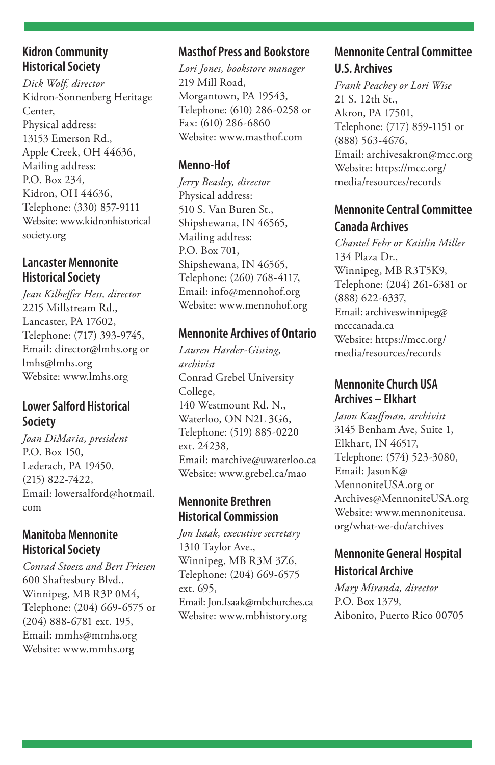## Kidron Community Historical Society

*Dick Wolf, director*
Kidron-Sonnenberg Heritage Center,
Physical address:
13153 Emerson Rd.,
Apple Creek, OH 44636,
Mailing address:
P.O. Box 234,
Kidron, OH 44636,
Telephone: (330) 857-9111
Website: www.kidronhistoricalsociety.org

## Lancaster Mennonite Historical Society

*Jean Kilheffer Hess, director*
2215 Millstream Rd.,
Lancaster, PA 17602,
Telephone: (717) 393-9745,
Email: director@lmhs.org or lmhs@lmhs.org
Website: www.lmhs.org

## Lower Salford Historical Society

*Joan DiMaria, president*
P.O. Box 150,
Lederach, PA 19450,
(215) 822-7422,
Email: lowersalford@hotmail.com

## Manitoba Mennonite Historical Society

*Conrad Stoesz and Bert Friesen*
600 Shaftesbury Blvd.,
Winnipeg, MB R3P 0M4,
Telephone: (204) 669-6575 or (204) 888-6781 ext. 195,
Email: mmhs@mmhs.org
Website: www.mmhs.org

## Masthof Press and Bookstore

*Lori Jones, bookstore manager*
219 Mill Road,
Morgantown, PA 19543,
Telephone: (610) 286-0258 or
Fax: (610) 286-6860
Website: www.masthof.com

## Menno-Hof

*Jerry Beasley, director*
Physical address:
510 S. Van Buren St.,
Shipshewana, IN 46565,
Mailing address:
P.O. Box 701,
Shipshewana, IN 46565,
Telephone: (260) 768-4117,
Email: info@mennohof.org
Website: www.mennohof.org

## Mennonite Archives of Ontario

*Lauren Harder-Gissing, archivist*
Conrad Grebel University College,
140 Westmount Rd. N.,
Waterloo, ON N2L 3G6,
Telephone: (519) 885-0220 ext. 24238,
Email: marchive@uwaterloo.ca
Website: www.grebel.ca/mao

## Mennonite Brethren Historical Commission

*Jon Isaak, executive secretary*
1310 Taylor Ave.,
Winnipeg, MB R3M 3Z6,
Telephone: (204) 669-6575 ext. 695,
Email: Jon.Isaak@mbchurches.ca
Website: www.mbhistory.org

## Mennonite Central Committee U.S. Archives

*Frank Peachey or Lori Wise*
21 S. 12th St.,
Akron, PA 17501,
Telephone: (717) 859-1151 or (888) 563-4676,
Email: archivesakron@mcc.org
Website: https://mcc.org/media/resources/records

## Mennonite Central Committee Canada Archives

*Chantel Fehr or Kaitlin Miller*
134 Plaza Dr.,
Winnipeg, MB R3T5K9,
Telephone: (204) 261-6381 or (888) 622-6337,
Email: archiveswinnipeg@mcccanada.ca
Website: https://mcc.org/media/resources/records

## Mennonite Church USA Archives – Elkhart

*Jason Kauffman, archivist*
3145 Benham Ave, Suite 1,
Elkhart, IN 46517,
Telephone: (574) 523-3080,
Email: JasonK@MennoniteUSA.org or Archives@MennoniteUSA.org
Website: www.mennoniteusa.org/what-we-do/archives

## Mennonite General Hospital Historical Archive

*Mary Miranda, director*
P.O. Box 1379,
Aibonito, Puerto Rico 00705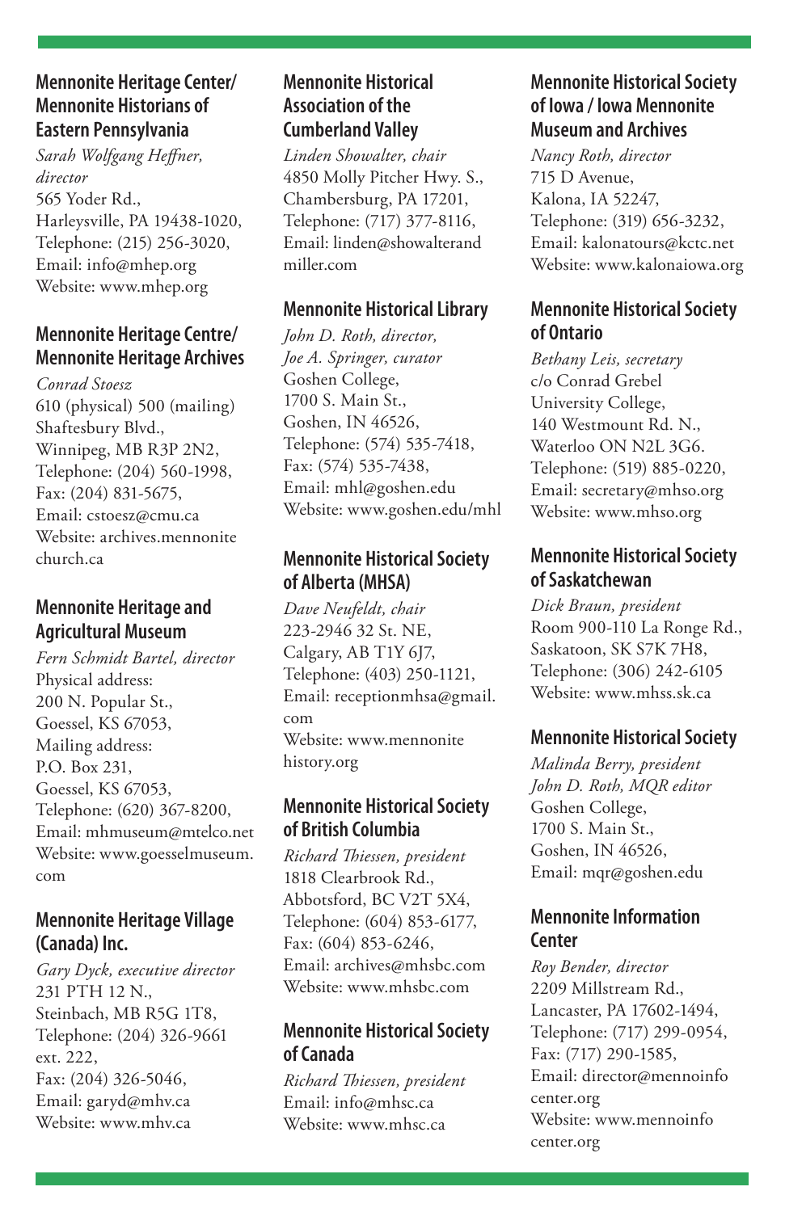### Mennonite Heritage Center/ Mennonite Historians of Eastern Pennsylvania

*Sarah Wolfgang Heffner, director*
565 Yoder Rd.,
Harleysville, PA 19438-1020,
Telephone: (215) 256-3020,
Email: info@mhep.org
Website: www.mhep.org

### Mennonite Heritage Centre/ Mennonite Heritage Archives

*Conrad Stoesz*
610 (physical) 500 (mailing) Shaftesbury Blvd.,
Winnipeg, MB R3P 2N2,
Telephone: (204) 560-1998,
Fax: (204) 831-5675,
Email: cstoesz@cmu.ca
Website: archives.mennonitechurch.ca

### Mennonite Heritage and Agricultural Museum

*Fern Schmidt Bartel, director*
Physical address:
200 N. Popular St.,
Goessel, KS 67053,
Mailing address:
P.O. Box 231,
Goessel, KS 67053,
Telephone: (620) 367-8200,
Email: mhmuseum@mtelco.net
Website: www.goesselmuseum.com

### Mennonite Heritage Village (Canada) Inc.

*Gary Dyck, executive director*
231 PTH 12 N.,
Steinbach, MB R5G 1T8,
Telephone: (204) 326-9661 ext. 222,
Fax: (204) 326-5046,
Email: garyd@mhv.ca
Website: www.mhv.ca

### Mennonite Historical Association of the Cumberland Valley

*Linden Showalter, chair*
4850 Molly Pitcher Hwy. S.,
Chambersburg, PA 17201,
Telephone: (717) 377-8116,
Email: linden@showalterandmiller.com

### Mennonite Historical Library

*John D. Roth, director,*
*Joe A. Springer, curator*
Goshen College,
1700 S. Main St.,
Goshen, IN 46526,
Telephone: (574) 535-7418,
Fax: (574) 535-7438,
Email: mhl@goshen.edu
Website: www.goshen.edu/mhl

### Mennonite Historical Society of Alberta (MHSA)

*Dave Neufeldt, chair*
223-2946 32 St. NE,
Calgary, AB T1Y 6J7,
Telephone: (403) 250-1121,
Email: receptionmhsa@gmail.com
Website: www.mennonitehistory.org

### Mennonite Historical Society of British Columbia

*Richard Thiessen, president*
1818 Clearbrook Rd.,
Abbotsford, BC V2T 5X4,
Telephone: (604) 853-6177,
Fax: (604) 853-6246,
Email: archives@mhsbc.com
Website: www.mhsbc.com

### Mennonite Historical Society of Canada

*Richard Thiessen, president*
Email: info@mhsc.ca
Website: www.mhsc.ca

### Mennonite Historical Society of Iowa / Iowa Mennonite Museum and Archives

*Nancy Roth, director*
715 D Avenue,
Kalona, IA 52247,
Telephone: (319) 656-3232,
Email: kalonatours@kctc.net
Website: www.kalonaiowa.org

### Mennonite Historical Society of Ontario

*Bethany Leis, secretary*
c/o Conrad Grebel University College,
140 Westmount Rd. N.,
Waterloo ON N2L 3G6.
Telephone: (519) 885-0220,
Email: secretary@mhso.org
Website: www.mhso.org

### Mennonite Historical Society of Saskatchewan

*Dick Braun, president*
Room 900-110 La Ronge Rd.,
Saskatoon, SK S7K 7H8,
Telephone: (306) 242-6105
Website: www.mhss.sk.ca

### Mennonite Historical Society

*Malinda Berry, president*
*John D. Roth, MQR editor*
Goshen College,
1700 S. Main St.,
Goshen, IN 46526,
Email: mqr@goshen.edu

### Mennonite Information Center

*Roy Bender, director*
2209 Millstream Rd.,
Lancaster, PA 17602-1494,
Telephone: (717) 299-0954,
Fax: (717) 290-1585,
Email: director@mennoinfocenter.org
Website: www.mennoinfocenter.org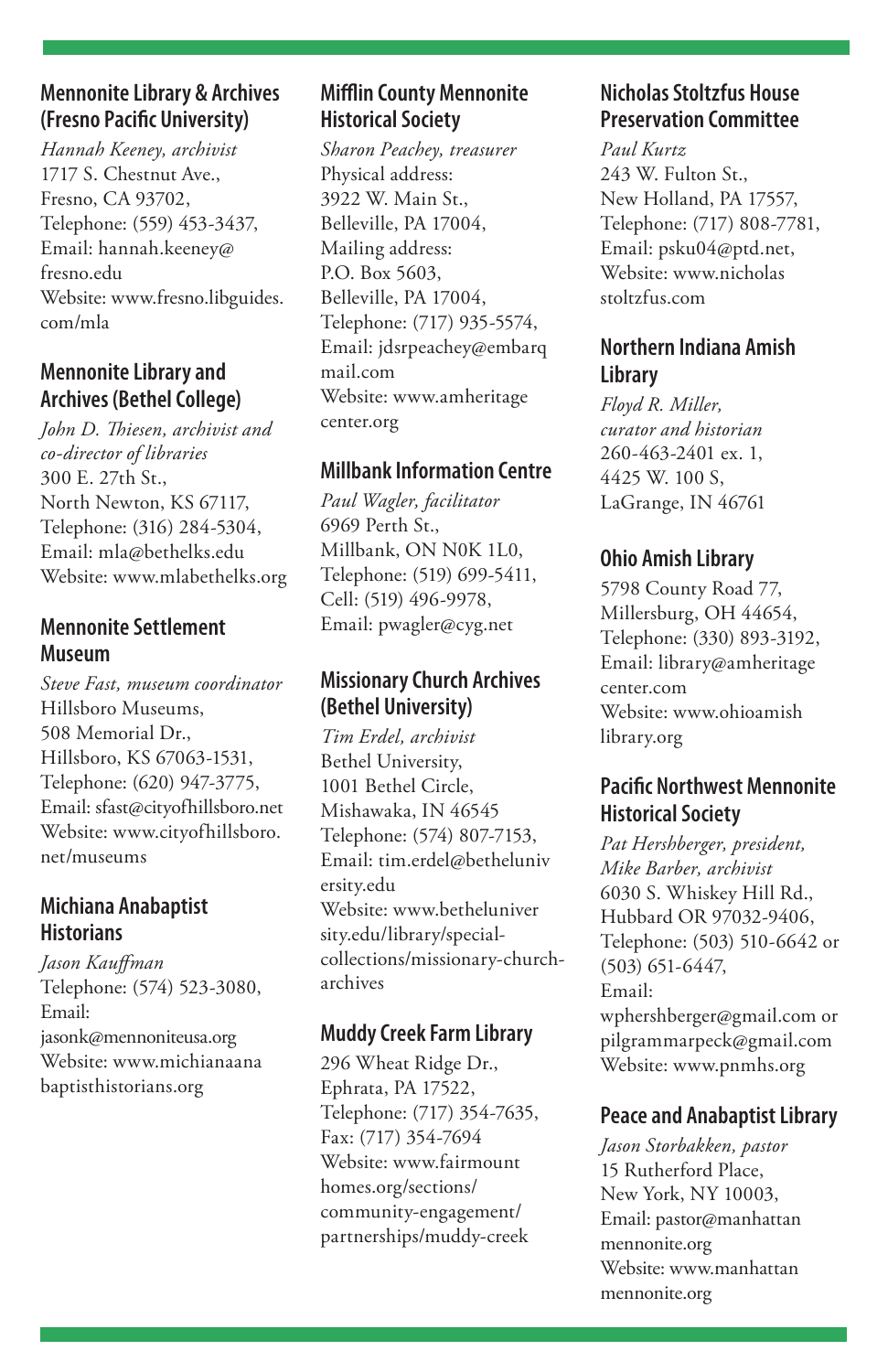### Mennonite Library & Archives (Fresno Pacific University)

*Hannah Keeney, archivist*
1717 S. Chestnut Ave.,
Fresno, CA 93702,
Telephone: (559) 453-3437,
Email: hannah.keeney@fresno.edu
Website: www.fresno.libguides.com/mla

### Mennonite Library and Archives (Bethel College)

*John D. Thiesen, archivist and co-director of libraries*
300 E. 27th St.,
North Newton, KS 67117,
Telephone: (316) 284-5304,
Email: mla@bethelks.edu
Website: www.mlabethelks.org

### Mennonite Settlement Museum

*Steve Fast, museum coordinator*
Hillsboro Museums,
508 Memorial Dr.,
Hillsboro, KS 67063-1531,
Telephone: (620) 947-3775,
Email: sfast@cityofhillsboro.net
Website: www.cityofhillsboro.net/museums

### Michiana Anabaptist Historians

*Jason Kauffman*
Telephone: (574) 523-3080,
Email:
jasonk@mennoniteusa.org
Website: www.michianaanabaptisthistorians.org

### Mifflin County Mennonite Historical Society

*Sharon Peachey, treasurer*
Physical address:
3922 W. Main St.,
Belleville, PA 17004,
Mailing address:
P.O. Box 5603,
Belleville, PA 17004,
Telephone: (717) 935-5574,
Email: jdsrpeachey@embarqmail.com
Website: www.amheritagecenter.org

### Millbank Information Centre

*Paul Wagler, facilitator*
6969 Perth St.,
Millbank, ON N0K 1L0,
Telephone: (519) 699-5411,
Cell: (519) 496-9978,
Email: pwagler@cyg.net

### Missionary Church Archives (Bethel University)

*Tim Erdel, archivist*
Bethel University,
1001 Bethel Circle,
Mishawaka, IN 46545
Telephone: (574) 807-7153,
Email: tim.erdel@betheluniversity.edu
Website: www.betheluniversity.edu/library/special-collections/missionary-church-archives

### Muddy Creek Farm Library

296 Wheat Ridge Dr.,
Ephrata, PA 17522,
Telephone: (717) 354-7635,
Fax: (717) 354-7694
Website: www.fairmounthomes.org/sections/community-engagement/partnerships/muddy-creek

### Nicholas Stoltzfus House Preservation Committee

*Paul Kurtz*
243 W. Fulton St.,
New Holland, PA 17557,
Telephone: (717) 808-7781,
Email: psku04@ptd.net,
Website: www.nicholasstoltzfus.com

### Northern Indiana Amish Library

*Floyd R. Miller, curator and historian*
260-463-2401 ex. 1,
4425 W. 100 S,
LaGrange, IN 46761

### Ohio Amish Library

5798 County Road 77,
Millersburg, OH 44654,
Telephone: (330) 893-3192,
Email: library@amheritagecenter.com
Website: www.ohioamishlibrary.org

### Pacific Northwest Mennonite Historical Society

*Pat Hershberger, president, Mike Barber, archivist*
6030 S. Whiskey Hill Rd.,
Hubbard OR 97032-9406,
Telephone: (503) 510-6642 or (503) 651-6447,
Email:
wphershberger@gmail.com or pilgrammarpeck@gmail.com
Website: www.pnmhs.org

### Peace and Anabaptist Library

*Jason Storbakken, pastor*
15 Rutherford Place,
New York, NY 10003,
Email: pastor@manhattanmennonite.org
Website: www.manhattanmennonite.org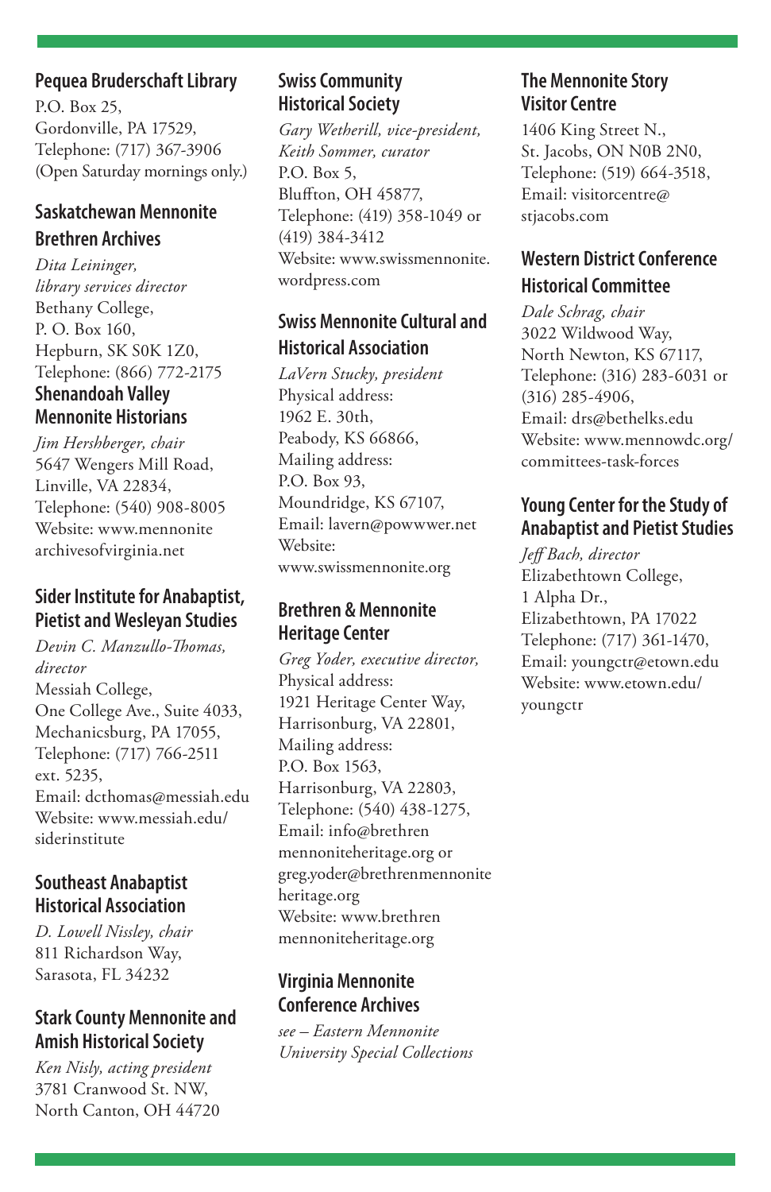## Pequea Bruderschaft Library

P.O. Box 25,
Gordonville, PA 17529,
Telephone: (717) 367-3906
(Open Saturday mornings only.)

## Saskatchewan Mennonite Brethren Archives

*Dita Leininger, library services director*
Bethany College,
P. O. Box 160,
Hepburn, SK S0K 1Z0,
Telephone: (866) 772-2175

## Shenandoah Valley Mennonite Historians

*Jim Hershberger, chair*
5647 Wengers Mill Road,
Linville, VA 22834,
Telephone: (540) 908-8005
Website: www.mennonitearchivesofvirginia.net

## Sider Institute for Anabaptist, Pietist and Wesleyan Studies

*Devin C. Manzullo-Thomas, director*
Messiah College,
One College Ave., Suite 4033,
Mechanicsburg, PA 17055,
Telephone: (717) 766-2511 ext. 5235,
Email: dcthomas@messiah.edu
Website: www.messiah.edu/siderinstitute

## Southeast Anabaptist Historical Association

*D. Lowell Nissley, chair*
811 Richardson Way,
Sarasota, FL 34232

## Stark County Mennonite and Amish Historical Society

*Ken Nisly, acting president*
3781 Cranwood St. NW,
North Canton, OH 44720

## Swiss Community Historical Society

*Gary Wetherill, vice-president,*
*Keith Sommer, curator*
P.O. Box 5,
Bluffton, OH 45877,
Telephone: (419) 358-1049 or (419) 384-3412
Website: www.swissmennonite.wordpress.com

## Swiss Mennonite Cultural and Historical Association

*LaVern Stucky, president*
Physical address:
1962 E. 30th,
Peabody, KS 66866,
Mailing address:
P.O. Box 93,
Moundridge, KS 67107,
Email: lavern@powwwer.net
Website:
www.swissmennonite.org

## Brethren & Mennonite Heritage Center

*Greg Yoder, executive director,*
Physical address:
1921 Heritage Center Way,
Harrisonburg, VA 22801,
Mailing address:
P.O. Box 1563,
Harrisonburg, VA 22803,
Telephone: (540) 438-1275,
Email: info@brethrenmennoniteheritage.org or greg.yoder@brethrenmennoniteheritage.org
Website: www.brethrenmennoniteheritage.org

## Virginia Mennonite Conference Archives

*see – Eastern Mennonite University Special Collections*

## The Mennonite Story Visitor Centre

1406 King Street N.,
St. Jacobs, ON N0B 2N0,
Telephone: (519) 664-3518,
Email: visitorcentre@stjacobs.com

## Western District Conference Historical Committee

*Dale Schrag, chair*
3022 Wildwood Way,
North Newton, KS 67117,
Telephone: (316) 283-6031 or (316) 285-4906,
Email: drs@bethelks.edu
Website: www.mennowdc.org/committees-task-forces

## Young Center for the Study of Anabaptist and Pietist Studies

*Jeff Bach, director*
Elizabethtown College,
1 Alpha Dr.,
Elizabethtown, PA 17022
Telephone: (717) 361-1470,
Email: youngctr@etown.edu
Website: www.etown.edu/youngctr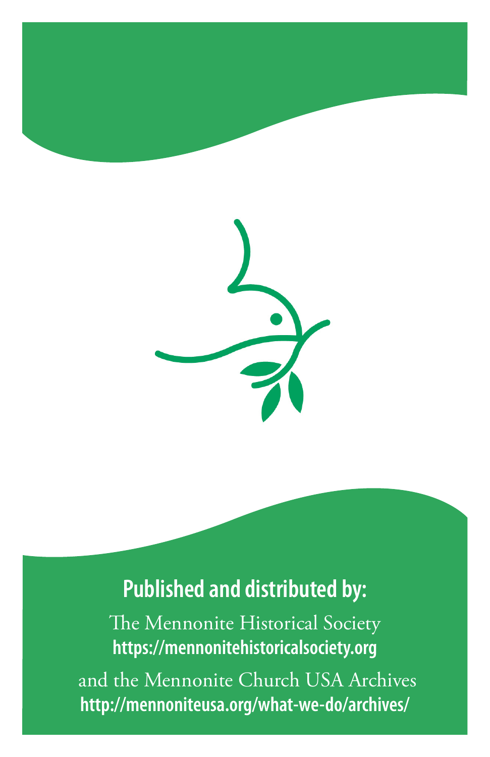**Published and distributed by:**

The Mennonite Historical Society
**https://mennonitehistoricalsociety.org**

and the Mennonite Church USA Archives
**http://mennoniteusa.org/what-we-do/archives/**